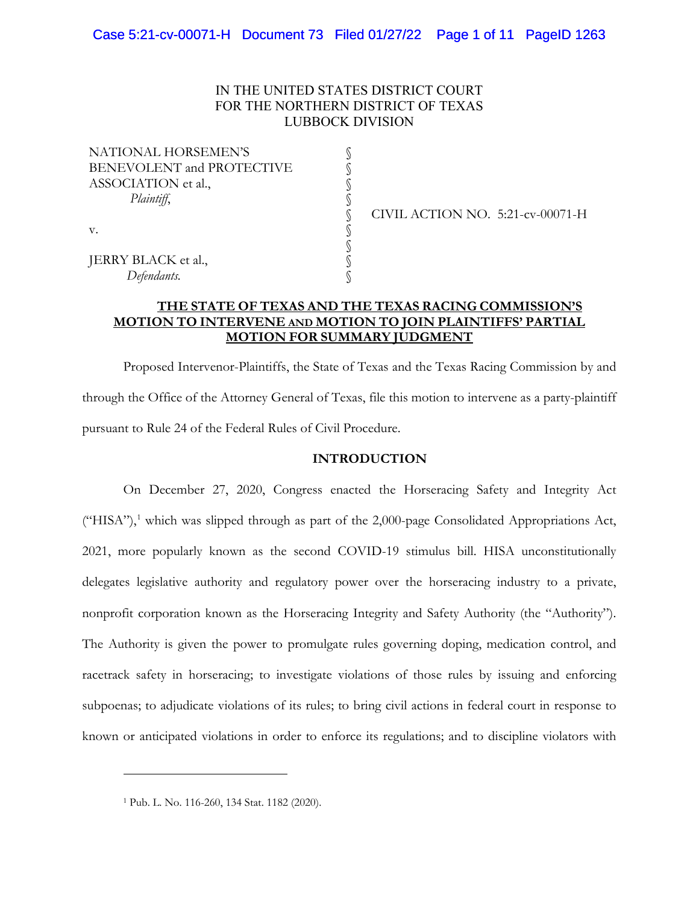IN THE UNITED STATES DISTRICT COURT
FOR THE NORTHERN DISTRICT OF TEXAS
LUBBOCK DIVISION

| | | |
|---|---|---|
| NATIONAL HORSEMEN'S BENEVOLENT and PROTECTIVE ASSOCIATION et al., *Plaintiff*, | § | |
| | § | CIVIL ACTION NO. 5:21-cv-00071-H |
| v. | § | |
| JERRY BLACK et al., *Defendants.* | § | |

**THE STATE OF TEXAS AND THE TEXAS RACING COMMISSION'S MOTION TO INTERVENE AND MOTION TO JOIN PLAINTIFFS' PARTIAL MOTION FOR SUMMARY JUDGMENT**

Proposed Intervenor-Plaintiffs, the State of Texas and the Texas Racing Commission by and through the Office of the Attorney General of Texas, file this motion to intervene as a party-plaintiff pursuant to Rule 24 of the Federal Rules of Civil Procedure.

## INTRODUCTION

On December 27, 2020, Congress enacted the Horseracing Safety and Integrity Act ("HISA"),[1] which was slipped through as part of the 2,000-page Consolidated Appropriations Act, 2021, more popularly known as the second COVID-19 stimulus bill. HISA unconstitutionally delegates legislative authority and regulatory power over the horseracing industry to a private, nonprofit corporation known as the Horseracing Integrity and Safety Authority (the "Authority"). The Authority is given the power to promulgate rules governing doping, medication control, and racetrack safety in horseracing; to investigate violations of those rules by issuing and enforcing subpoenas; to adjudicate violations of its rules; to bring civil actions in federal court in response to known or anticipated violations in order to enforce its regulations; and to discipline violators with

[1] Pub. L. No. 116-260, 134 Stat. 1182 (2020).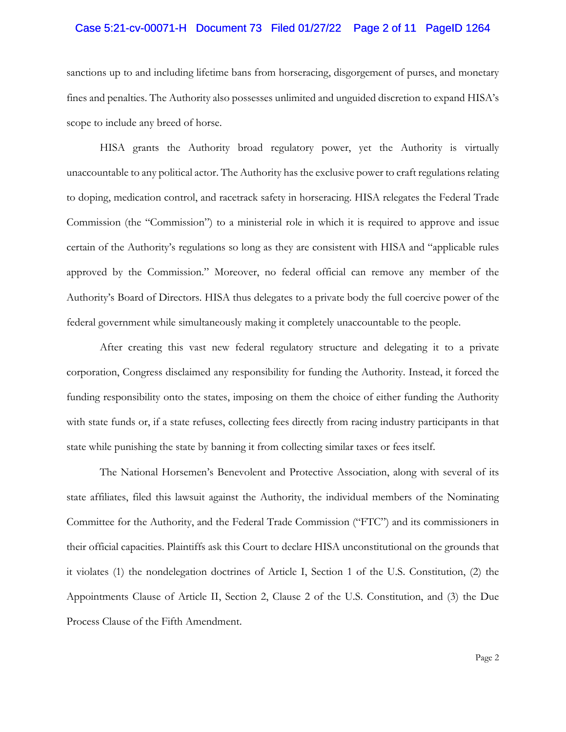sanctions up to and including lifetime bans from horseracing, disgorgement of purses, and monetary fines and penalties. The Authority also possesses unlimited and unguided discretion to expand HISA's scope to include any breed of horse.

HISA grants the Authority broad regulatory power, yet the Authority is virtually unaccountable to any political actor. The Authority has the exclusive power to craft regulations relating to doping, medication control, and racetrack safety in horseracing. HISA relegates the Federal Trade Commission (the "Commission") to a ministerial role in which it is required to approve and issue certain of the Authority's regulations so long as they are consistent with HISA and "applicable rules approved by the Commission." Moreover, no federal official can remove any member of the Authority's Board of Directors. HISA thus delegates to a private body the full coercive power of the federal government while simultaneously making it completely unaccountable to the people.

After creating this vast new federal regulatory structure and delegating it to a private corporation, Congress disclaimed any responsibility for funding the Authority. Instead, it forced the funding responsibility onto the states, imposing on them the choice of either funding the Authority with state funds or, if a state refuses, collecting fees directly from racing industry participants in that state while punishing the state by banning it from collecting similar taxes or fees itself.

The National Horsemen's Benevolent and Protective Association, along with several of its state affiliates, filed this lawsuit against the Authority, the individual members of the Nominating Committee for the Authority, and the Federal Trade Commission ("FTC") and its commissioners in their official capacities. Plaintiffs ask this Court to declare HISA unconstitutional on the grounds that it violates (1) the nondelegation doctrines of Article I, Section 1 of the U.S. Constitution, (2) the Appointments Clause of Article II, Section 2, Clause 2 of the U.S. Constitution, and (3) the Due Process Clause of the Fifth Amendment.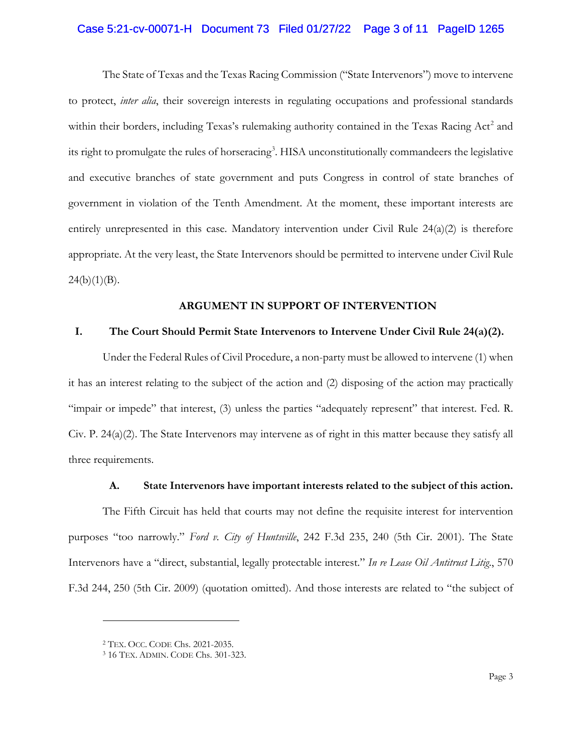The State of Texas and the Texas Racing Commission ("State Intervenors") move to intervene to protect, *inter alia*, their sovereign interests in regulating occupations and professional standards within their borders, including Texas's rulemaking authority contained in the Texas Racing Act[2] and its right to promulgate the rules of horseracing[3]. HISA unconstitutionally commandeers the legislative and executive branches of state government and puts Congress in control of state branches of government in violation of the Tenth Amendment. At the moment, these important interests are entirely unrepresented in this case. Mandatory intervention under Civil Rule 24(a)(2) is therefore appropriate. At the very least, the State Intervenors should be permitted to intervene under Civil Rule 24(b)(1)(B).

## ARGUMENT IN SUPPORT OF INTERVENTION

### I. The Court Should Permit State Intervenors to Intervene Under Civil Rule 24(a)(2).

Under the Federal Rules of Civil Procedure, a non-party must be allowed to intervene (1) when it has an interest relating to the subject of the action and (2) disposing of the action may practically "impair or impede" that interest, (3) unless the parties "adequately represent" that interest. Fed. R. Civ. P. 24(a)(2). The State Intervenors may intervene as of right in this matter because they satisfy all three requirements.

#### A. State Intervenors have important interests related to the subject of this action.

The Fifth Circuit has held that courts may not define the requisite interest for intervention purposes "too narrowly." *Ford v. City of Huntsville*, 242 F.3d 235, 240 (5th Cir. 2001). The State Intervenors have a "direct, substantial, legally protectable interest." *In re Lease Oil Antitrust Litig.*, 570 F.3d 244, 250 (5th Cir. 2009) (quotation omitted). And those interests are related to "the subject of

---

[2] TEX. OCC. CODE Chs. 2021-2035.

[3] 16 TEX. ADMIN. CODE Chs. 301-323.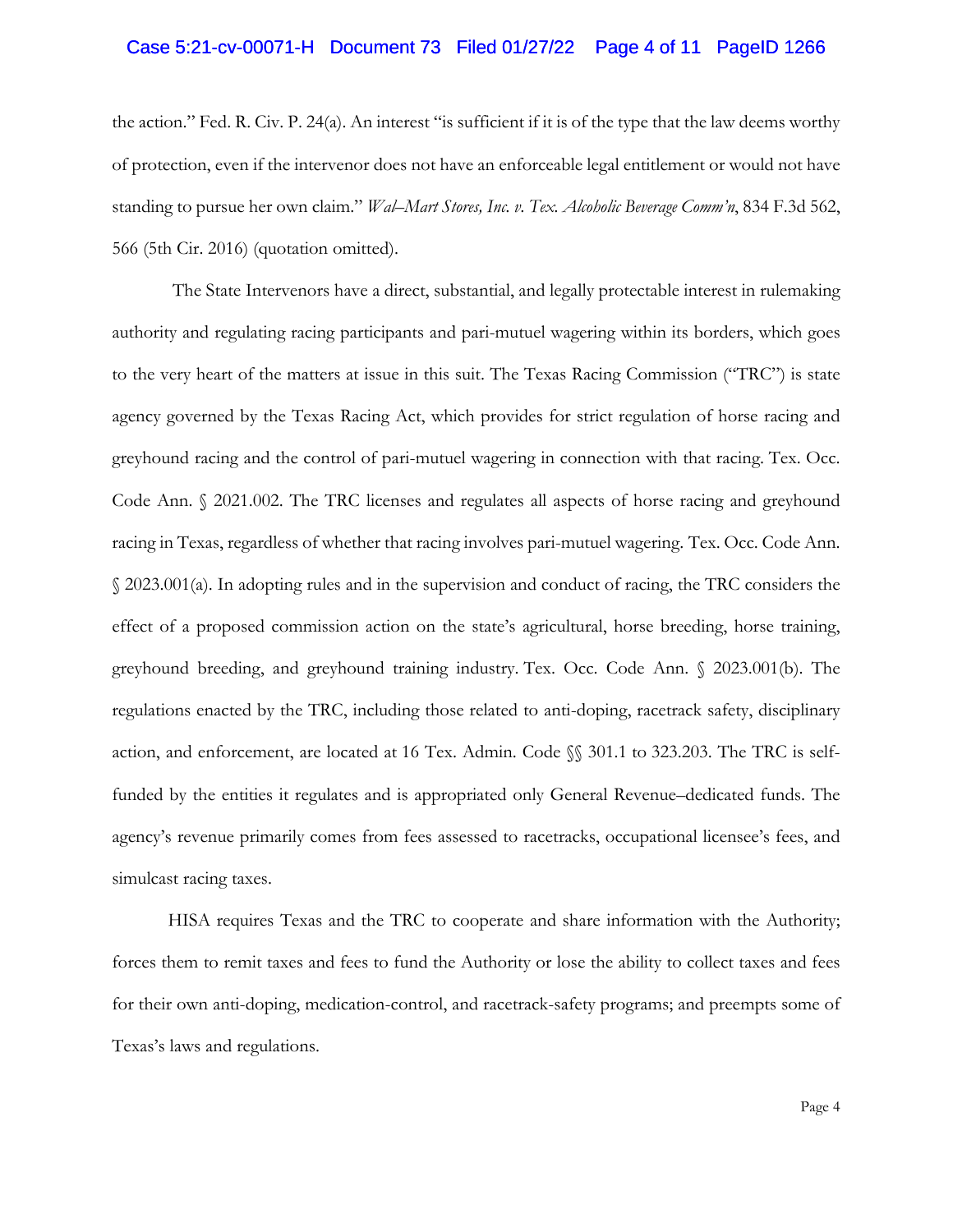the action." Fed. R. Civ. P. 24(a). An interest "is sufficient if it is of the type that the law deems worthy of protection, even if the intervenor does not have an enforceable legal entitlement or would not have standing to pursue her own claim." *Wal–Mart Stores, Inc. v. Tex. Alcoholic Beverage Comm'n*, 834 F.3d 562, 566 (5th Cir. 2016) (quotation omitted).

The State Intervenors have a direct, substantial, and legally protectable interest in rulemaking authority and regulating racing participants and pari-mutuel wagering within its borders, which goes to the very heart of the matters at issue in this suit. The Texas Racing Commission ("TRC") is state agency governed by the Texas Racing Act, which provides for strict regulation of horse racing and greyhound racing and the control of pari-mutuel wagering in connection with that racing. Tex. Occ. Code Ann. § 2021.002. The TRC licenses and regulates all aspects of horse racing and greyhound racing in Texas, regardless of whether that racing involves pari-mutuel wagering. Tex. Occ. Code Ann. § 2023.001(a). In adopting rules and in the supervision and conduct of racing, the TRC considers the effect of a proposed commission action on the state's agricultural, horse breeding, horse training, greyhound breeding, and greyhound training industry. Tex. Occ. Code Ann. § 2023.001(b). The regulations enacted by the TRC, including those related to anti-doping, racetrack safety, disciplinary action, and enforcement, are located at 16 Tex. Admin. Code §§ 301.1 to 323.203. The TRC is self-funded by the entities it regulates and is appropriated only General Revenue–dedicated funds. The agency's revenue primarily comes from fees assessed to racetracks, occupational licensee's fees, and simulcast racing taxes.

HISA requires Texas and the TRC to cooperate and share information with the Authority; forces them to remit taxes and fees to fund the Authority or lose the ability to collect taxes and fees for their own anti-doping, medication-control, and racetrack-safety programs; and preempts some of Texas's laws and regulations.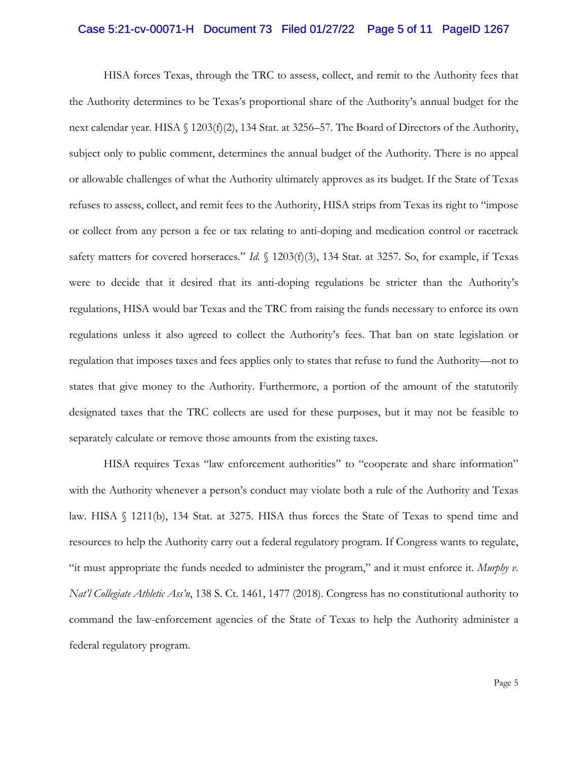HISA forces Texas, through the TRC to assess, collect, and remit to the Authority fees that the Authority determines to be Texas's proportional share of the Authority's annual budget for the next calendar year. HISA § 1203(f)(2), 134 Stat. at 3256–57. The Board of Directors of the Authority, subject only to public comment, determines the annual budget of the Authority. There is no appeal or allowable challenges of what the Authority ultimately approves as its budget. If the State of Texas refuses to assess, collect, and remit fees to the Authority, HISA strips from Texas its right to "impose or collect from any person a fee or tax relating to anti-doping and medication control or racetrack safety matters for covered horseraces." *Id.* § 1203(f)(3), 134 Stat. at 3257. So, for example, if Texas were to decide that it desired that its anti-doping regulations be stricter than the Authority's regulations, HISA would bar Texas and the TRC from raising the funds necessary to enforce its own regulations unless it also agreed to collect the Authority's fees. That ban on state legislation or regulation that imposes taxes and fees applies only to states that refuse to fund the Authority—not to states that give money to the Authority. Furthermore, a portion of the amount of the statutorily designated taxes that the TRC collects are used for these purposes, but it may not be feasible to separately calculate or remove those amounts from the existing taxes.

HISA requires Texas "law enforcement authorities" to "cooperate and share information" with the Authority whenever a person's conduct may violate both a rule of the Authority and Texas law. HISA § 1211(b), 134 Stat. at 3275. HISA thus forces the State of Texas to spend time and resources to help the Authority carry out a federal regulatory program. If Congress wants to regulate, "it must appropriate the funds needed to administer the program," and it must enforce it. *Murphy v. Nat'l Collegiate Athletic Ass'n*, 138 S. Ct. 1461, 1477 (2018). Congress has no constitutional authority to command the law-enforcement agencies of the State of Texas to help the Authority administer a federal regulatory program.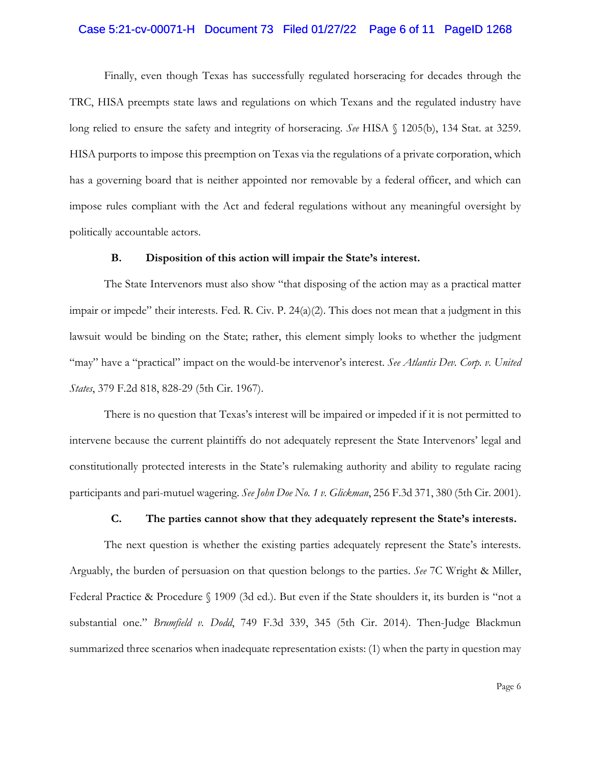Finally, even though Texas has successfully regulated horseracing for decades through the TRC, HISA preempts state laws and regulations on which Texans and the regulated industry have long relied to ensure the safety and integrity of horseracing. *See* HISA § 1205(b), 134 Stat. at 3259. HISA purports to impose this preemption on Texas via the regulations of a private corporation, which has a governing board that is neither appointed nor removable by a federal officer, and which can impose rules compliant with the Act and federal regulations without any meaningful oversight by politically accountable actors.

### B. Disposition of this action will impair the State's interest.

The State Intervenors must also show "that disposing of the action may as a practical matter impair or impede" their interests. Fed. R. Civ. P. 24(a)(2). This does not mean that a judgment in this lawsuit would be binding on the State; rather, this element simply looks to whether the judgment "may" have a "practical" impact on the would-be intervenor's interest. *See Atlantis Dev. Corp. v. United States*, 379 F.2d 818, 828-29 (5th Cir. 1967).

There is no question that Texas's interest will be impaired or impeded if it is not permitted to intervene because the current plaintiffs do not adequately represent the State Intervenors' legal and constitutionally protected interests in the State's rulemaking authority and ability to regulate racing participants and pari-mutuel wagering. *See John Doe No. 1 v. Glickman*, 256 F.3d 371, 380 (5th Cir. 2001).

### C. The parties cannot show that they adequately represent the State's interests.

The next question is whether the existing parties adequately represent the State's interests. Arguably, the burden of persuasion on that question belongs to the parties. *See* 7C Wright & Miller, Federal Practice & Procedure § 1909 (3d ed.). But even if the State shoulders it, its burden is "not a substantial one." *Brumfield v. Dodd*, 749 F.3d 339, 345 (5th Cir. 2014). Then-Judge Blackmun summarized three scenarios when inadequate representation exists: (1) when the party in question may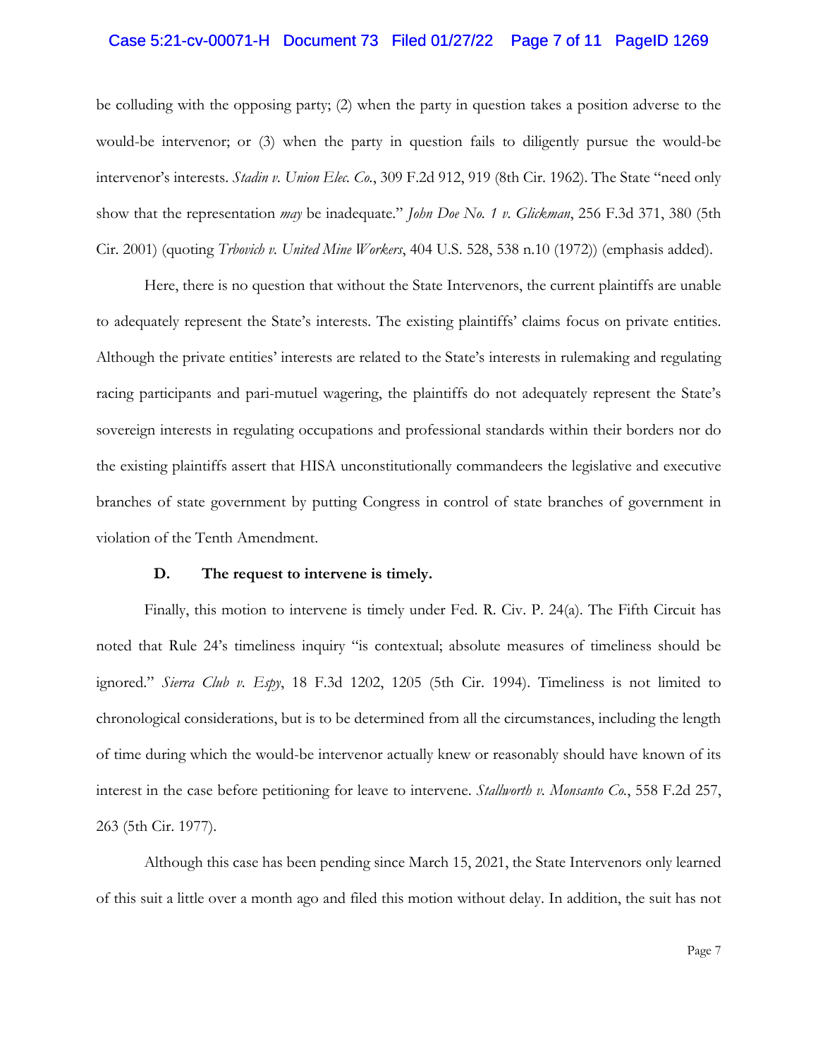be colluding with the opposing party; (2) when the party in question takes a position adverse to the would-be intervenor; or (3) when the party in question fails to diligently pursue the would-be intervenor's interests. *Stadin v. Union Elec. Co.*, 309 F.2d 912, 919 (8th Cir. 1962). The State "need only show that the representation *may* be inadequate." *John Doe No. 1 v. Glickman*, 256 F.3d 371, 380 (5th Cir. 2001) (quoting *Trbovich v. United Mine Workers*, 404 U.S. 528, 538 n.10 (1972)) (emphasis added).

Here, there is no question that without the State Intervenors, the current plaintiffs are unable to adequately represent the State's interests. The existing plaintiffs' claims focus on private entities. Although the private entities' interests are related to the State's interests in rulemaking and regulating racing participants and pari-mutuel wagering, the plaintiffs do not adequately represent the State's sovereign interests in regulating occupations and professional standards within their borders nor do the existing plaintiffs assert that HISA unconstitutionally commandeers the legislative and executive branches of state government by putting Congress in control of state branches of government in violation of the Tenth Amendment.

**D. The request to intervene is timely.**

Finally, this motion to intervene is timely under Fed. R. Civ. P. 24(a). The Fifth Circuit has noted that Rule 24's timeliness inquiry "is contextual; absolute measures of timeliness should be ignored." *Sierra Club v. Espy*, 18 F.3d 1202, 1205 (5th Cir. 1994). Timeliness is not limited to chronological considerations, but is to be determined from all the circumstances, including the length of time during which the would-be intervenor actually knew or reasonably should have known of its interest in the case before petitioning for leave to intervene. *Stallworth v. Monsanto Co.*, 558 F.2d 257, 263 (5th Cir. 1977).

Although this case has been pending since March 15, 2021, the State Intervenors only learned of this suit a little over a month ago and filed this motion without delay. In addition, the suit has not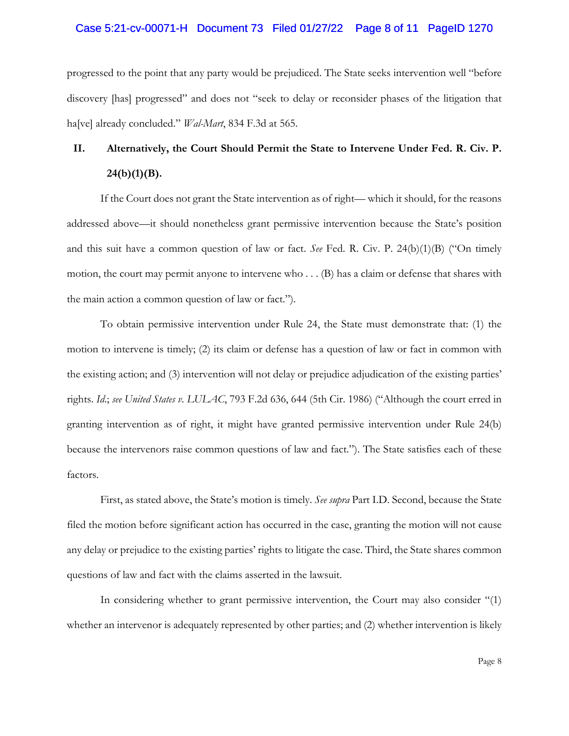progressed to the point that any party would be prejudiced. The State seeks intervention well "before discovery [has] progressed" and does not "seek to delay or reconsider phases of the litigation that ha[ve] already concluded." *Wal-Mart*, 834 F.3d at 565.

## II. Alternatively, the Court Should Permit the State to Intervene Under Fed. R. Civ. P. 24(b)(1)(B).

If the Court does not grant the State intervention as of right— which it should, for the reasons addressed above—it should nonetheless grant permissive intervention because the State's position and this suit have a common question of law or fact. *See* Fed. R. Civ. P. 24(b)(1)(B) ("On timely motion, the court may permit anyone to intervene who . . . (B) has a claim or defense that shares with the main action a common question of law or fact.").

To obtain permissive intervention under Rule 24, the State must demonstrate that: (1) the motion to intervene is timely; (2) its claim or defense has a question of law or fact in common with the existing action; and (3) intervention will not delay or prejudice adjudication of the existing parties' rights. *Id.*; *see United States v. LULAC*, 793 F.2d 636, 644 (5th Cir. 1986) ("Although the court erred in granting intervention as of right, it might have granted permissive intervention under Rule 24(b) because the intervenors raise common questions of law and fact."). The State satisfies each of these factors.

First, as stated above, the State's motion is timely. *See supra* Part I.D. Second, because the State filed the motion before significant action has occurred in the case, granting the motion will not cause any delay or prejudice to the existing parties' rights to litigate the case. Third, the State shares common questions of law and fact with the claims asserted in the lawsuit.

In considering whether to grant permissive intervention, the Court may also consider "(1) whether an intervenor is adequately represented by other parties; and (2) whether intervention is likely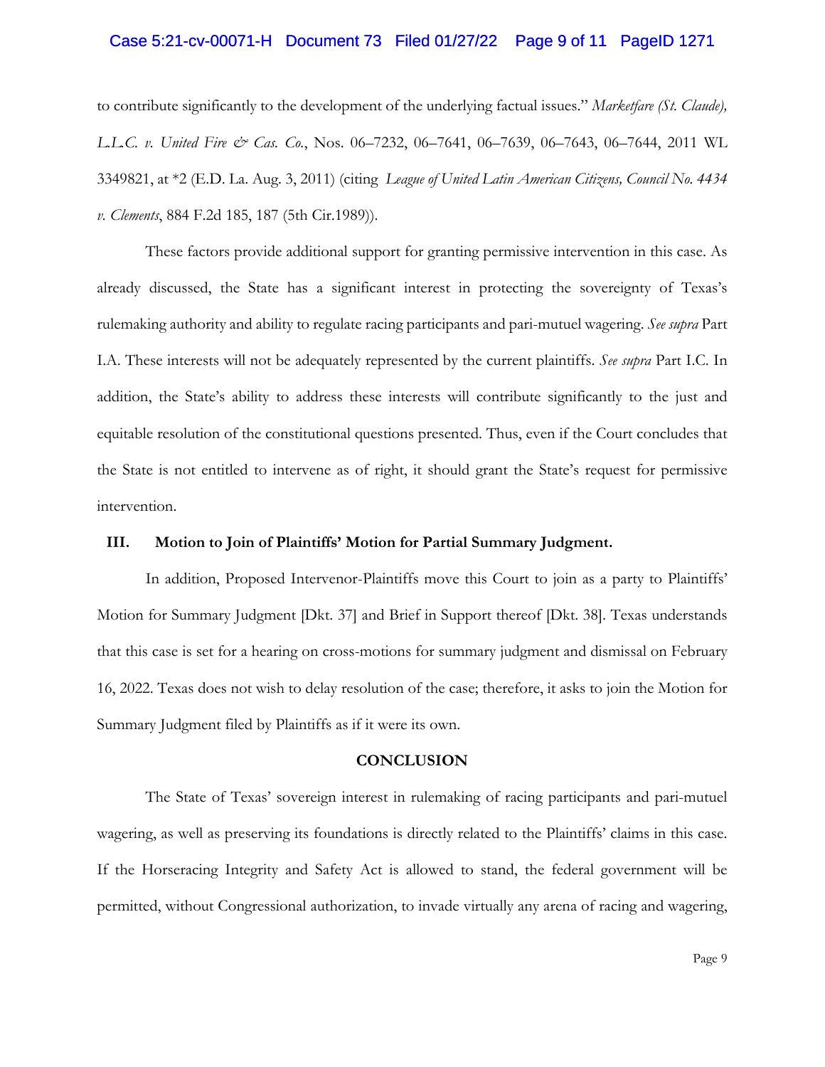to contribute significantly to the development of the underlying factual issues." *Marketfare (St. Claude), L.L.C. v. United Fire & Cas. Co.*, Nos. 06–7232, 06–7641, 06–7639, 06–7643, 06–7644, 2011 WL 3349821, at *2 (E.D. La. Aug. 3, 2011) (citing *League of United Latin American Citizens, Council No. 4434 v. Clements*, 884 F.2d 185, 187 (5th Cir.1989)).

These factors provide additional support for granting permissive intervention in this case. As already discussed, the State has a significant interest in protecting the sovereignty of Texas's rulemaking authority and ability to regulate racing participants and pari-mutuel wagering. *See supra* Part I.A. These interests will not be adequately represented by the current plaintiffs. *See supra* Part I.C. In addition, the State's ability to address these interests will contribute significantly to the just and equitable resolution of the constitutional questions presented. Thus, even if the Court concludes that the State is not entitled to intervene as of right, it should grant the State's request for permissive intervention.

### III. Motion to Join of Plaintiffs' Motion for Partial Summary Judgment.

In addition, Proposed Intervenor-Plaintiffs move this Court to join as a party to Plaintiffs' Motion for Summary Judgment [Dkt. 37] and Brief in Support thereof [Dkt. 38]. Texas understands that this case is set for a hearing on cross-motions for summary judgment and dismissal on February 16, 2022. Texas does not wish to delay resolution of the case; therefore, it asks to join the Motion for Summary Judgment filed by Plaintiffs as if it were its own.

## CONCLUSION

The State of Texas' sovereign interest in rulemaking of racing participants and pari-mutuel wagering, as well as preserving its foundations is directly related to the Plaintiffs' claims in this case. If the Horseracing Integrity and Safety Act is allowed to stand, the federal government will be permitted, without Congressional authorization, to invade virtually any arena of racing and wagering,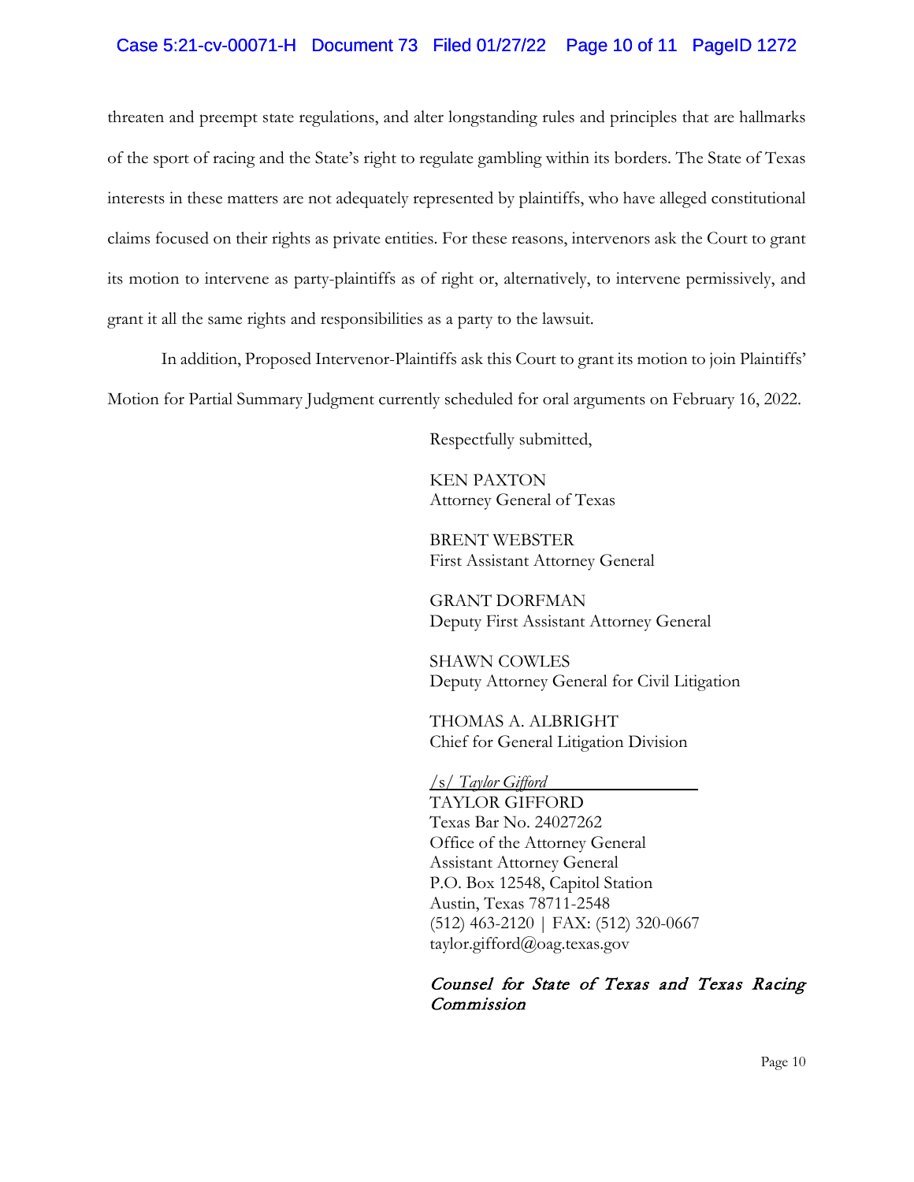threaten and preempt state regulations, and alter longstanding rules and principles that are hallmarks of the sport of racing and the State's right to regulate gambling within its borders. The State of Texas interests in these matters are not adequately represented by plaintiffs, who have alleged constitutional claims focused on their rights as private entities. For these reasons, intervenors ask the Court to grant its motion to intervene as party-plaintiffs as of right or, alternatively, to intervene permissively, and grant it all the same rights and responsibilities as a party to the lawsuit.

In addition, Proposed Intervenor-Plaintiffs ask this Court to grant its motion to join Plaintiffs' Motion for Partial Summary Judgment currently scheduled for oral arguments on February 16, 2022.

Respectfully submitted,

KEN PAXTON
Attorney General of Texas

BRENT WEBSTER
First Assistant Attorney General

GRANT DORFMAN
Deputy First Assistant Attorney General

SHAWN COWLES
Deputy Attorney General for Civil Litigation

THOMAS A. ALBRIGHT
Chief for General Litigation Division

/s/ *Taylor Gifford*
TAYLOR GIFFORD
Texas Bar No. 24027262
Office of the Attorney General
Assistant Attorney General
P.O. Box 12548, Capitol Station
Austin, Texas 78711-2548
(512) 463-2120 | FAX: (512) 320-0667
taylor.gifford@oag.texas.gov

*Counsel for State of Texas and Texas Racing Commission*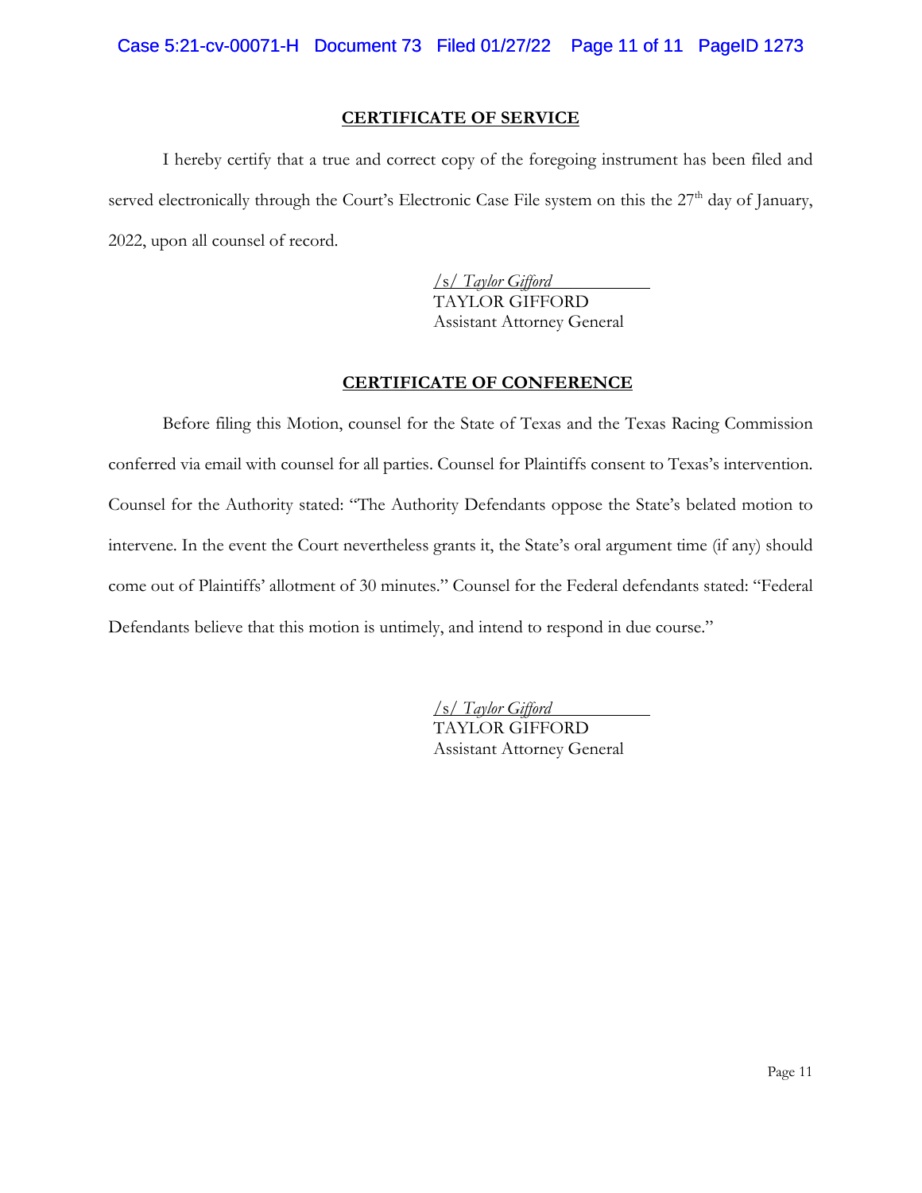## CERTIFICATE OF SERVICE

I hereby certify that a true and correct copy of the foregoing instrument has been filed and served electronically through the Court's Electronic Case File system on this the 27th day of January, 2022, upon all counsel of record.

/s/ *Taylor Gifford*
TAYLOR GIFFORD
Assistant Attorney General

## CERTIFICATE OF CONFERENCE

Before filing this Motion, counsel for the State of Texas and the Texas Racing Commission conferred via email with counsel for all parties. Counsel for Plaintiffs consent to Texas's intervention. Counsel for the Authority stated: "The Authority Defendants oppose the State's belated motion to intervene. In the event the Court nevertheless grants it, the State's oral argument time (if any) should come out of Plaintiffs' allotment of 30 minutes." Counsel for the Federal defendants stated: "Federal Defendants believe that this motion is untimely, and intend to respond in due course."

/s/ *Taylor Gifford*
TAYLOR GIFFORD
Assistant Attorney General